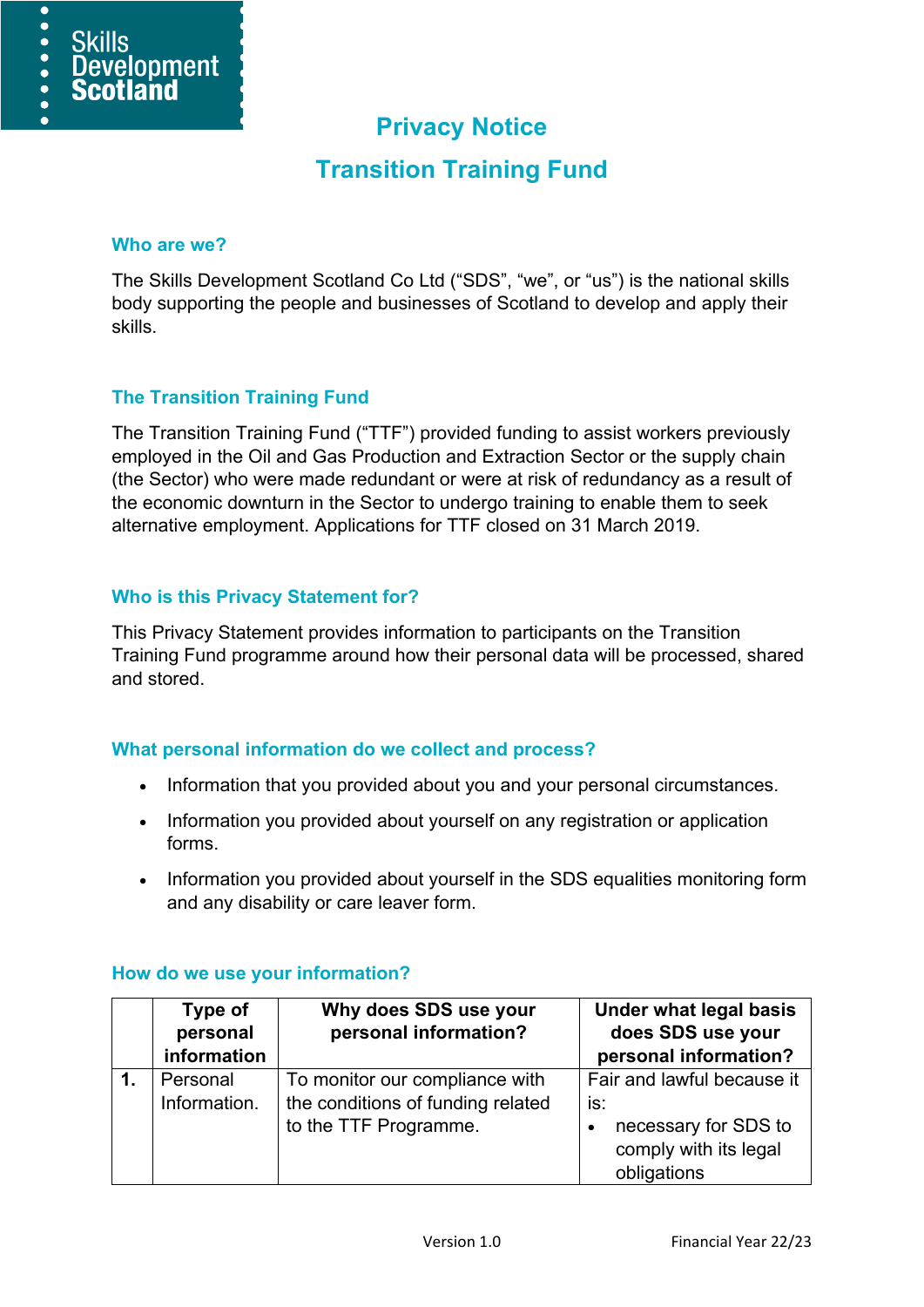# Privacy Notice

# Transition Training Fund

## Who are we?

The Skills Development Scotland Co Ltd ("SDS", "we", or "us") is the national skills body supporting the people and businesses of Scotland to develop and apply their skills.

## The Transition Training Fund

The Transition Training Fund ("TTF") provided funding to assist workers previously employed in the Oil and Gas Production and Extraction Sector or the supply chain (the Sector) who were made redundant or were at risk of redundancy as a result of the economic downturn in the Sector to undergo training to enable them to seek alternative employment. Applications for TTF closed on 31 March 2019.

## Who is this Privacy Statement for?

This Privacy Statement provides information to participants on the Transition Training Fund programme around how their personal data will be processed, shared and stored.

## What personal information do we collect and process?

- Information that you provided about you and your personal circumstances.
- Information you provided about yourself on any registration or application forms.
- Information you provided about yourself in the SDS equalities monitoring form and any disability or care leaver form.

## How do we use your information?

| | Type of personal information | Why does SDS use your personal information? | Under what legal basis does SDS use your personal information? |
|---|---|---|---|
| **1.** | Personal Information. | To monitor our compliance with the conditions of funding related to the TTF Programme. | Fair and lawful because it is:<br>• necessary for SDS to comply with its legal obligations |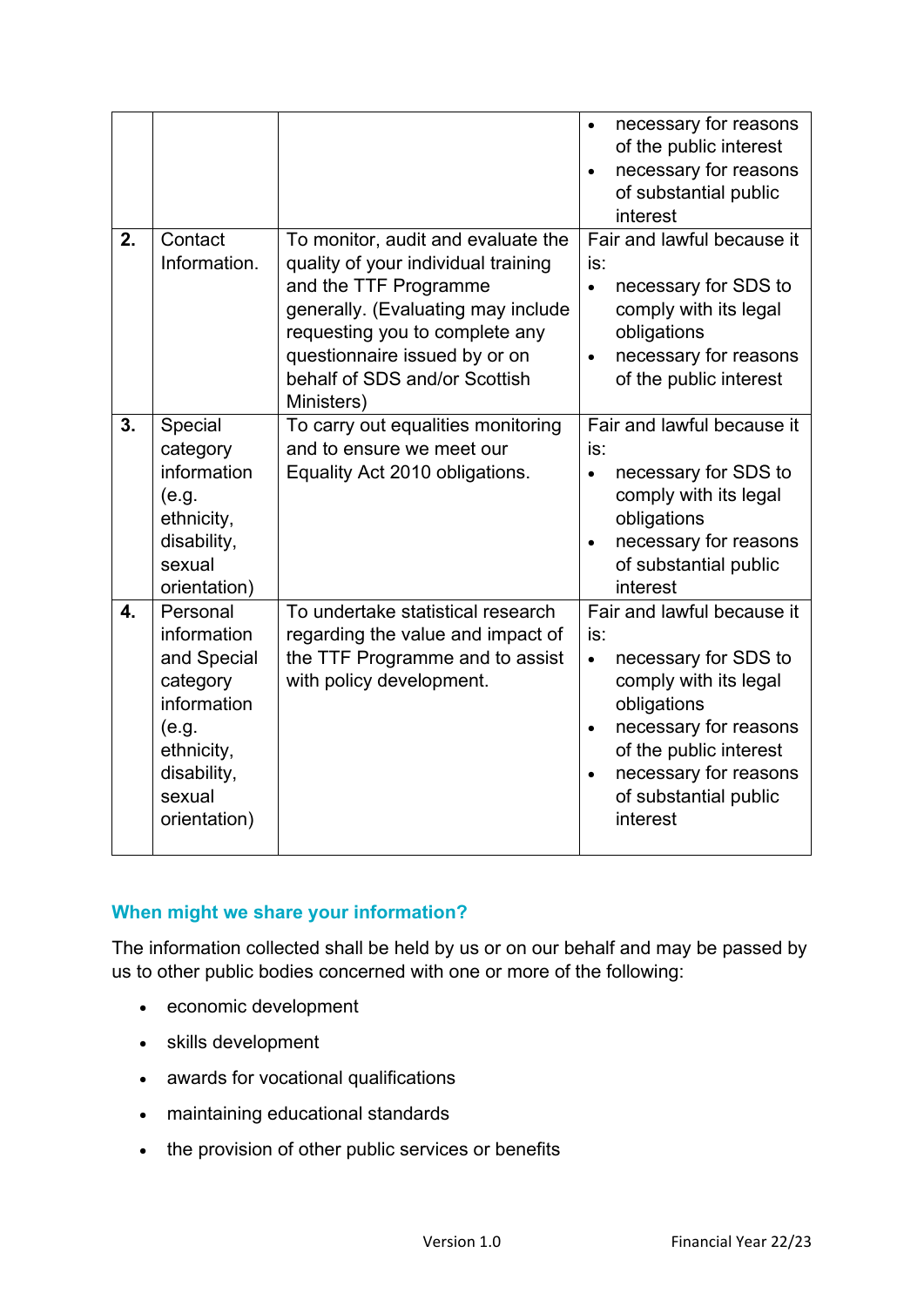| | | | |
|---|---|---|---|
| | | | • necessary for reasons of the public interest<br>• necessary for reasons of substantial public interest |
| **2.** | Contact Information. | To monitor, audit and evaluate the quality of your individual training and the TTF Programme generally. (Evaluating may include requesting you to complete any questionnaire issued by or on behalf of SDS and/or Scottish Ministers) | Fair and lawful because it is:<br>• necessary for SDS to comply with its legal obligations<br>• necessary for reasons of the public interest |
| **3.** | Special category information (e.g. ethnicity, disability, sexual orientation) | To carry out equalities monitoring and to ensure we meet our Equality Act 2010 obligations. | Fair and lawful because it is:<br>• necessary for SDS to comply with its legal obligations<br>• necessary for reasons of substantial public interest |
| **4.** | Personal information and Special category information (e.g. ethnicity, disability, sexual orientation) | To undertake statistical research regarding the value and impact of the TTF Programme and to assist with policy development. | Fair and lawful because it is:<br>• necessary for SDS to comply with its legal obligations<br>• necessary for reasons of the public interest<br>• necessary for reasons of substantial public interest |

### When might we share your information?

The information collected shall be held by us or on our behalf and may be passed by us to other public bodies concerned with one or more of the following:

- economic development
- skills development
- awards for vocational qualifications
- maintaining educational standards
- the provision of other public services or benefits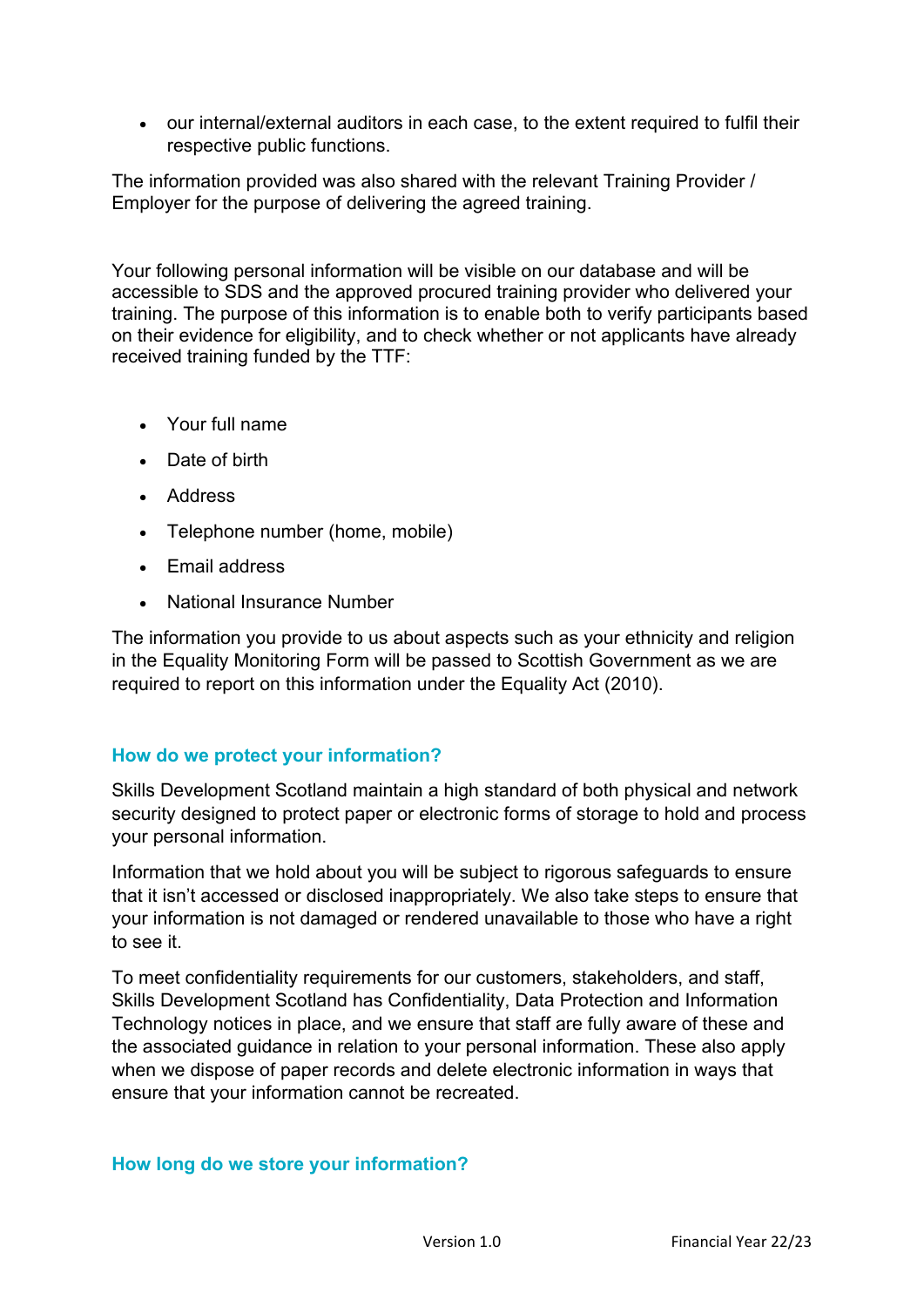- our internal/external auditors in each case, to the extent required to fulfil their respective public functions.

The information provided was also shared with the relevant Training Provider / Employer for the purpose of delivering the agreed training.

Your following personal information will be visible on our database and will be accessible to SDS and the approved procured training provider who delivered your training. The purpose of this information is to enable both to verify participants based on their evidence for eligibility, and to check whether or not applicants have already received training funded by the TTF:

- Your full name
- Date of birth
- Address
- Telephone number (home, mobile)
- Email address
- National Insurance Number

The information you provide to us about aspects such as your ethnicity and religion in the Equality Monitoring Form will be passed to Scottish Government as we are required to report on this information under the Equality Act (2010).

## How do we protect your information?

Skills Development Scotland maintain a high standard of both physical and network security designed to protect paper or electronic forms of storage to hold and process your personal information.

Information that we hold about you will be subject to rigorous safeguards to ensure that it isn't accessed or disclosed inappropriately. We also take steps to ensure that your information is not damaged or rendered unavailable to those who have a right to see it.

To meet confidentiality requirements for our customers, stakeholders, and staff, Skills Development Scotland has Confidentiality, Data Protection and Information Technology notices in place, and we ensure that staff are fully aware of these and the associated guidance in relation to your personal information. These also apply when we dispose of paper records and delete electronic information in ways that ensure that your information cannot be recreated.

## How long do we store your information?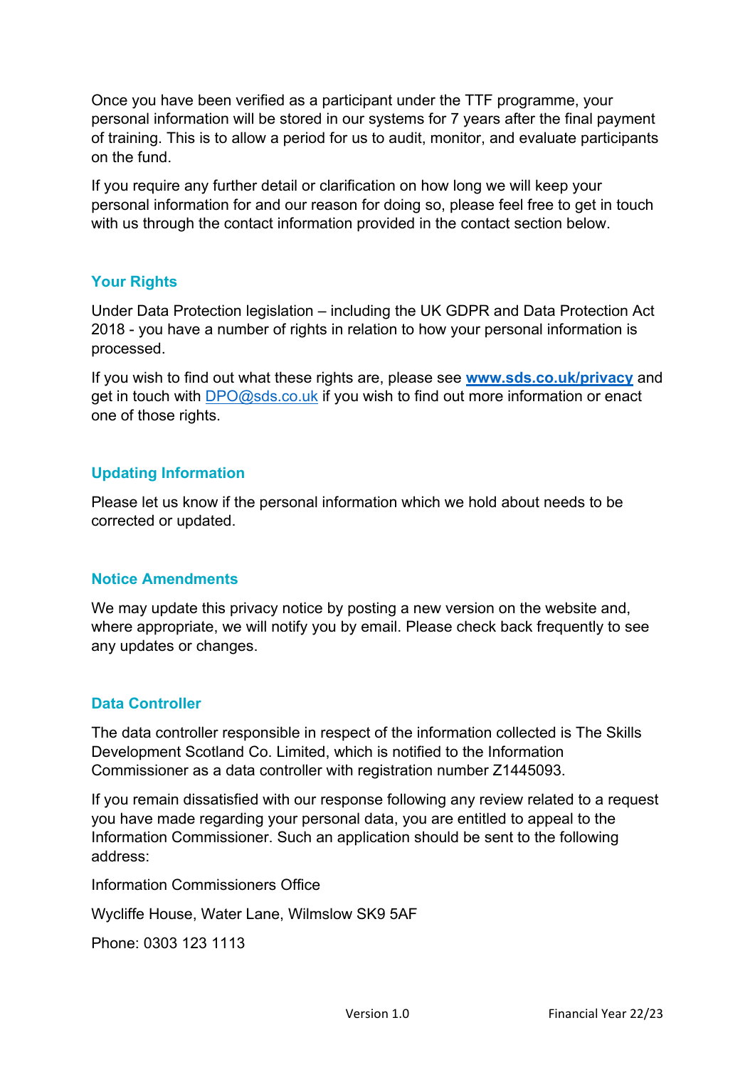Once you have been verified as a participant under the TTF programme, your personal information will be stored in our systems for 7 years after the final payment of training. This is to allow a period for us to audit, monitor, and evaluate participants on the fund.

If you require any further detail or clarification on how long we will keep your personal information for and our reason for doing so, please feel free to get in touch with us through the contact information provided in the contact section below.

## Your Rights

Under Data Protection legislation – including the UK GDPR and Data Protection Act 2018 - you have a number of rights in relation to how your personal information is processed.

If you wish to find out what these rights are, please see **www.sds.co.uk/privacy** and get in touch with DPO@sds.co.uk if you wish to find out more information or enact one of those rights.

## Updating Information

Please let us know if the personal information which we hold about needs to be corrected or updated.

## Notice Amendments

We may update this privacy notice by posting a new version on the website and, where appropriate, we will notify you by email. Please check back frequently to see any updates or changes.

## Data Controller

The data controller responsible in respect of the information collected is The Skills Development Scotland Co. Limited, which is notified to the Information Commissioner as a data controller with registration number Z1445093.

If you remain dissatisfied with our response following any review related to a request you have made regarding your personal data, you are entitled to appeal to the Information Commissioner. Such an application should be sent to the following address:

Information Commissioners Office

Wycliffe House, Water Lane, Wilmslow SK9 5AF

Phone: 0303 123 1113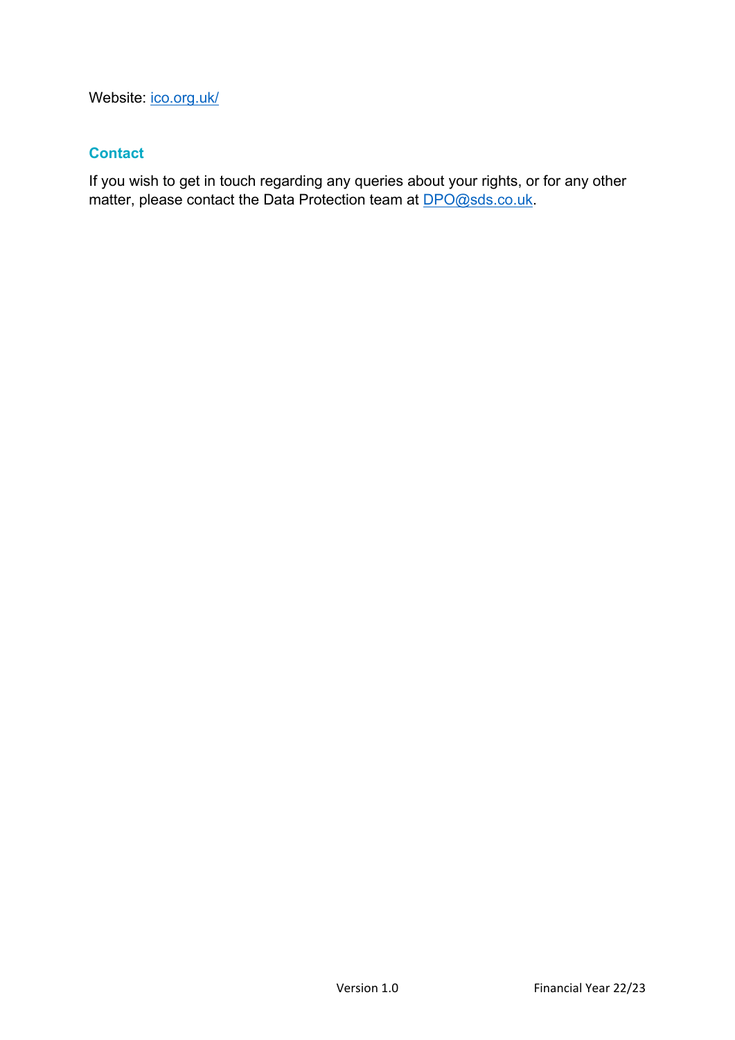Website: [ico.org.uk/](https://ico.org.uk/)

## Contact

If you wish to get in touch regarding any queries about your rights, or for any other matter, please contact the Data Protection team at [DPO@sds.co.uk](mailto:DPO@sds.co.uk).